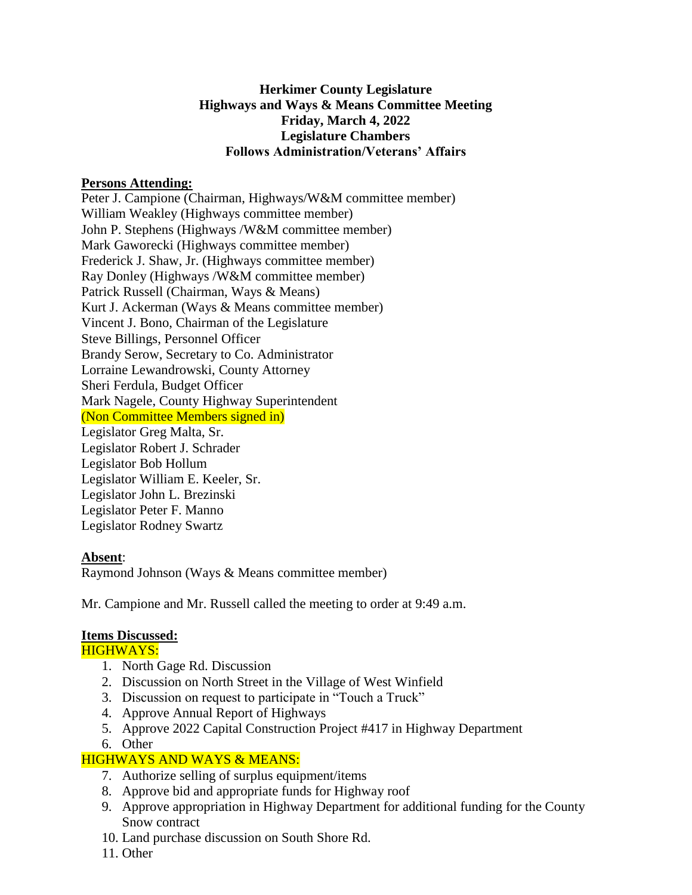**Herkimer County Legislature**
**Highways and Ways & Means Committee Meeting**
**Friday, March 4, 2022**
**Legislature Chambers**
**Follows Administration/Veterans' Affairs**

**Persons Attending:**

Peter J. Campione (Chairman, Highways/W&M committee member)
William Weakley (Highways committee member)
John P. Stephens (Highways /W&M committee member)
Mark Gaworecki (Highways committee member)
Frederick J. Shaw, Jr. (Highways committee member)
Ray Donley (Highways /W&M committee member)
Patrick Russell (Chairman, Ways & Means)
Kurt J. Ackerman (Ways & Means committee member)
Vincent J. Bono, Chairman of the Legislature
Steve Billings, Personnel Officer
Brandy Serow, Secretary to Co. Administrator
Lorraine Lewandrowski, County Attorney
Sheri Ferdula, Budget Officer
Mark Nagele, County Highway Superintendent
(Non Committee Members signed in)
Legislator Greg Malta, Sr.
Legislator Robert J. Schrader
Legislator Bob Hollum
Legislator William E. Keeler, Sr.
Legislator John L. Brezinski
Legislator Peter F. Manno
Legislator Rodney Swartz

**Absent**:

Raymond Johnson (Ways & Means committee member)

Mr. Campione and Mr. Russell called the meeting to order at 9:49 a.m.

**Items Discussed:**

HIGHWAYS:

1. North Gage Rd. Discussion
2. Discussion on North Street in the Village of West Winfield
3. Discussion on request to participate in "Touch a Truck"
4. Approve Annual Report of Highways
5. Approve 2022 Capital Construction Project #417 in Highway Department
6. Other

HIGHWAYS AND WAYS & MEANS:

7. Authorize selling of surplus equipment/items
8. Approve bid and appropriate funds for Highway roof
9. Approve appropriation in Highway Department for additional funding for the County Snow contract
10. Land purchase discussion on South Shore Rd.
11. Other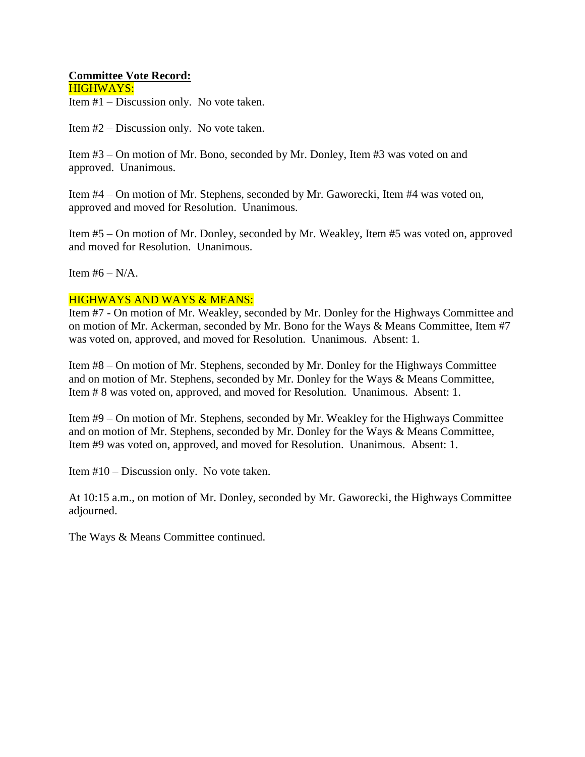**Committee Vote Record:**

HIGHWAYS:

Item #1 – Discussion only. No vote taken.

Item #2 – Discussion only. No vote taken.

Item #3 – On motion of Mr. Bono, seconded by Mr. Donley, Item #3 was voted on and approved. Unanimous.

Item #4 – On motion of Mr. Stephens, seconded by Mr. Gaworecki, Item #4 was voted on, approved and moved for Resolution. Unanimous.

Item #5 – On motion of Mr. Donley, seconded by Mr. Weakley, Item #5 was voted on, approved and moved for Resolution. Unanimous.

Item #6 – N/A.

HIGHWAYS AND WAYS & MEANS:

Item #7 - On motion of Mr. Weakley, seconded by Mr. Donley for the Highways Committee and on motion of Mr. Ackerman, seconded by Mr. Bono for the Ways & Means Committee, Item #7 was voted on, approved, and moved for Resolution. Unanimous. Absent: 1.

Item #8 – On motion of Mr. Stephens, seconded by Mr. Donley for the Highways Committee and on motion of Mr. Stephens, seconded by Mr. Donley for the Ways & Means Committee, Item # 8 was voted on, approved, and moved for Resolution. Unanimous. Absent: 1.

Item #9 – On motion of Mr. Stephens, seconded by Mr. Weakley for the Highways Committee and on motion of Mr. Stephens, seconded by Mr. Donley for the Ways & Means Committee, Item #9 was voted on, approved, and moved for Resolution. Unanimous. Absent: 1.

Item #10 – Discussion only. No vote taken.

At 10:15 a.m., on motion of Mr. Donley, seconded by Mr. Gaworecki, the Highways Committee adjourned.

The Ways & Means Committee continued.